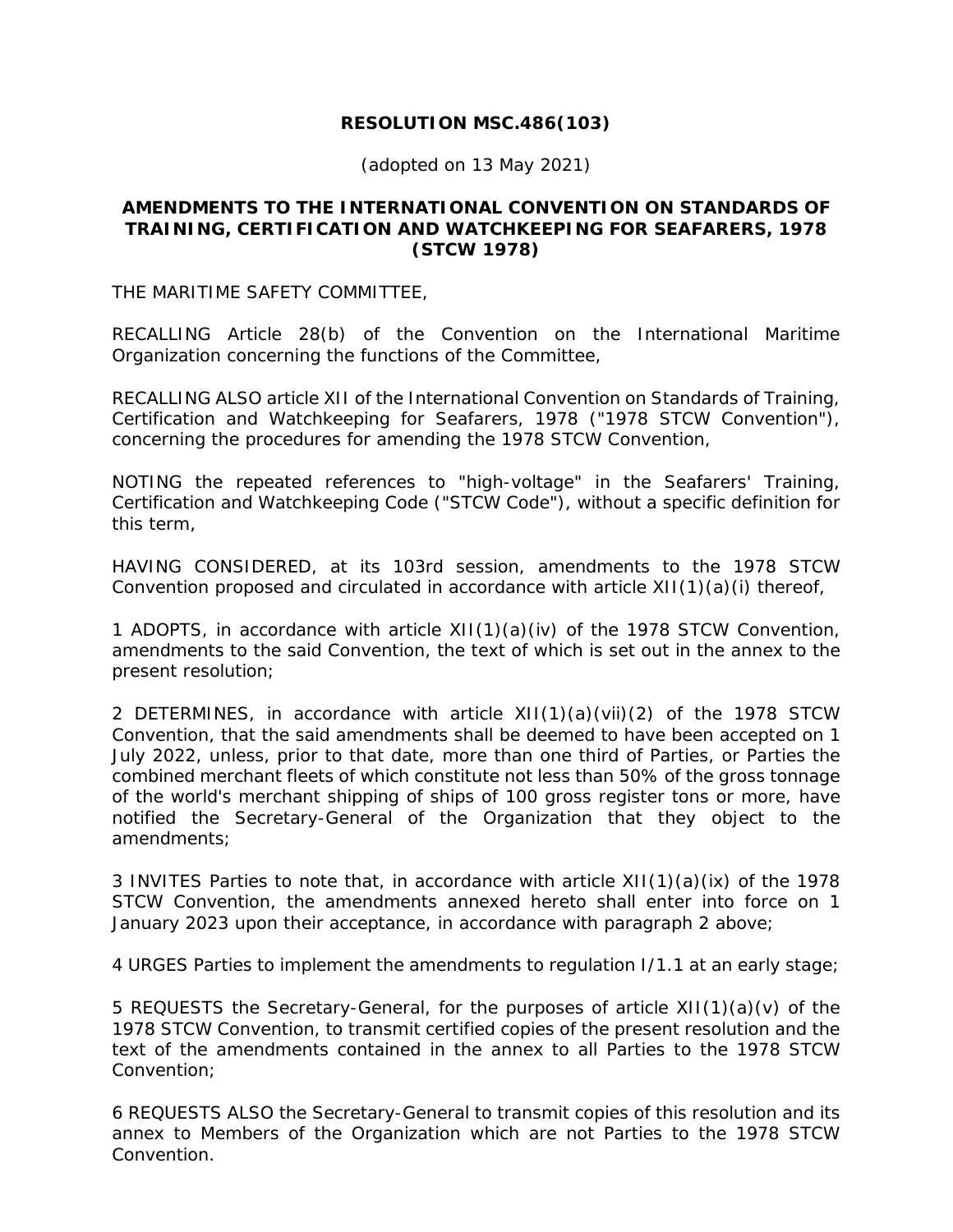# RESOLUTION MSC.486(103)

(adopted on 13 May 2021)

## AMENDMENTS TO THE INTERNATIONAL CONVENTION ON STANDARDS OF TRAINING, CERTIFICATION AND WATCHKEEPING FOR SEAFARERS, 1978 (STCW 1978)

THE MARITIME SAFETY COMMITTEE,

RECALLING Article 28(b) of the Convention on the International Maritime Organization concerning the functions of the Committee,

RECALLING ALSO article XII of the International Convention on Standards of Training, Certification and Watchkeeping for Seafarers, 1978 ("1978 STCW Convention"), concerning the procedures for amending the 1978 STCW Convention,

NOTING the repeated references to "high-voltage" in the Seafarers' Training, Certification and Watchkeeping Code ("STCW Code"), without a specific definition for this term,

HAVING CONSIDERED, at its 103rd session, amendments to the 1978 STCW Convention proposed and circulated in accordance with article XII(1)(a)(i) thereof,

1 ADOPTS, in accordance with article XII(1)(a)(iv) of the 1978 STCW Convention, amendments to the said Convention, the text of which is set out in the annex to the present resolution;

2 DETERMINES, in accordance with article XII(1)(a)(vii)(2) of the 1978 STCW Convention, that the said amendments shall be deemed to have been accepted on 1 July 2022, unless, prior to that date, more than one third of Parties, or Parties the combined merchant fleets of which constitute not less than 50% of the gross tonnage of the world's merchant shipping of ships of 100 gross register tons or more, have notified the Secretary-General of the Organization that they object to the amendments;

3 INVITES Parties to note that, in accordance with article XII(1)(a)(ix) of the 1978 STCW Convention, the amendments annexed hereto shall enter into force on 1 January 2023 upon their acceptance, in accordance with paragraph 2 above;

4 URGES Parties to implement the amendments to regulation I/1.1 at an early stage;

5 REQUESTS the Secretary-General, for the purposes of article XII(1)(a)(v) of the 1978 STCW Convention, to transmit certified copies of the present resolution and the text of the amendments contained in the annex to all Parties to the 1978 STCW Convention;

6 REQUESTS ALSO the Secretary-General to transmit copies of this resolution and its annex to Members of the Organization which are not Parties to the 1978 STCW Convention.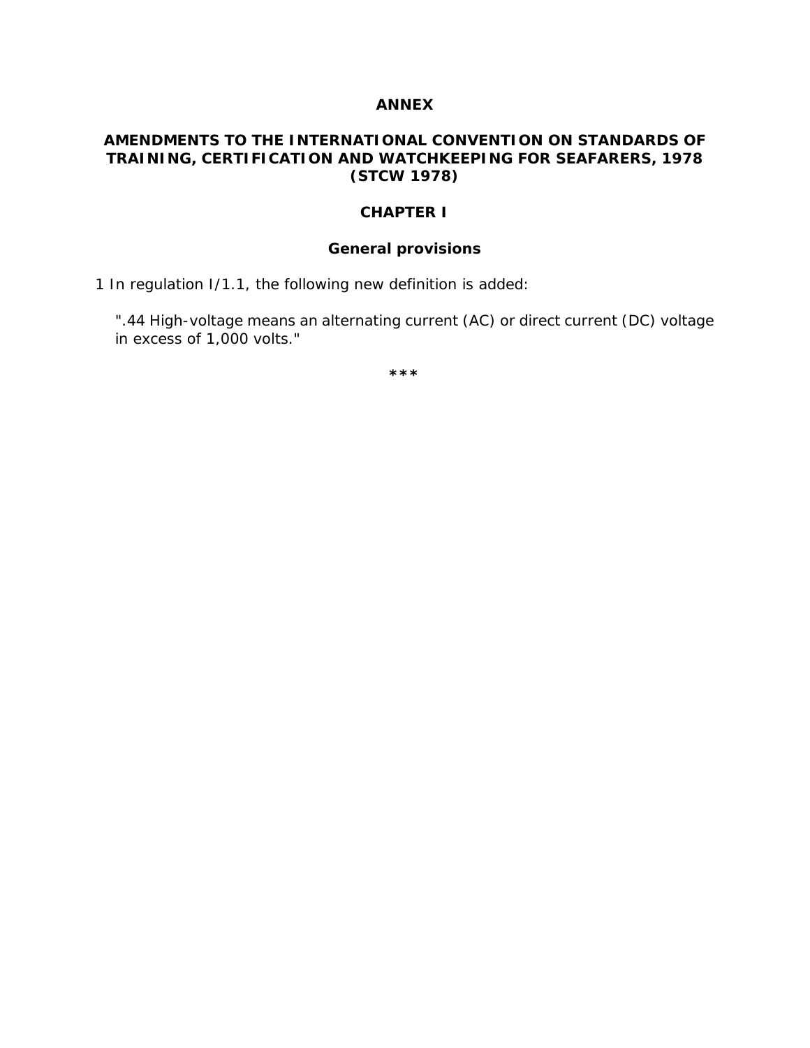# ANNEX

## AMENDMENTS TO THE INTERNATIONAL CONVENTION ON STANDARDS OF TRAINING, CERTIFICATION AND WATCHKEEPING FOR SEAFARERS, 1978 (STCW 1978)

## CHAPTER I

### General provisions

1 In regulation I/1.1, the following new definition is added:

> ".44 High-voltage means an alternating current (AC) or direct current (DC) voltage in excess of 1,000 volts."

***